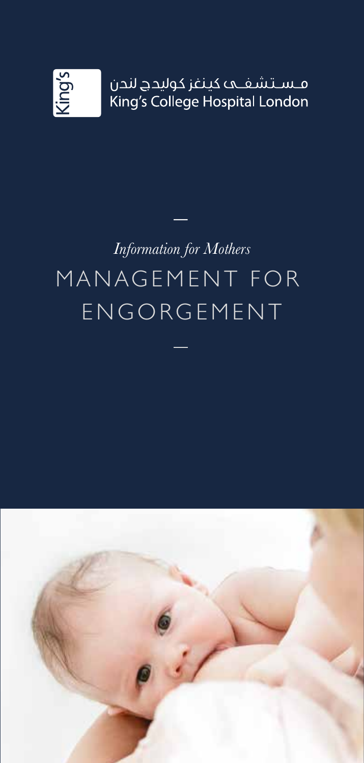مـسـتـشـفـى كينغز كوليدج لندن
King's College Hospital London

*Information for Mothers*

# MANAGEMENT FOR ENGORGEMENT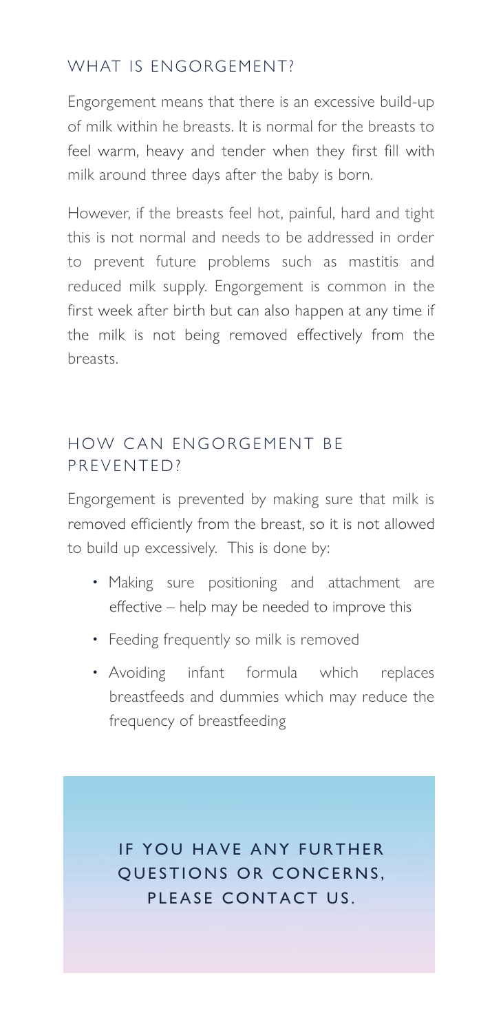## WHAT IS ENGORGEMENT?

Engorgement means that there is an excessive build-up of milk within he breasts. It is normal for the breasts to feel warm, heavy and tender when they first fill with milk around three days after the baby is born.

However, if the breasts feel hot, painful, hard and tight this is not normal and needs to be addressed in order to prevent future problems such as mastitis and reduced milk supply. Engorgement is common in the first week after birth but can also happen at any time if the milk is not being removed effectively from the breasts.

## HOW CAN ENGORGEMENT BE PREVENTED?

Engorgement is prevented by making sure that milk is removed efficiently from the breast, so it is not allowed to build up excessively. This is done by:

- Making sure positioning and attachment are effective – help may be needed to improve this
- Feeding frequently so milk is removed
- Avoiding infant formula which replaces breastfeeds and dummies which may reduce the frequency of breastfeeding

**IF YOU HAVE ANY FURTHER QUESTIONS OR CONCERNS, PLEASE CONTACT US.**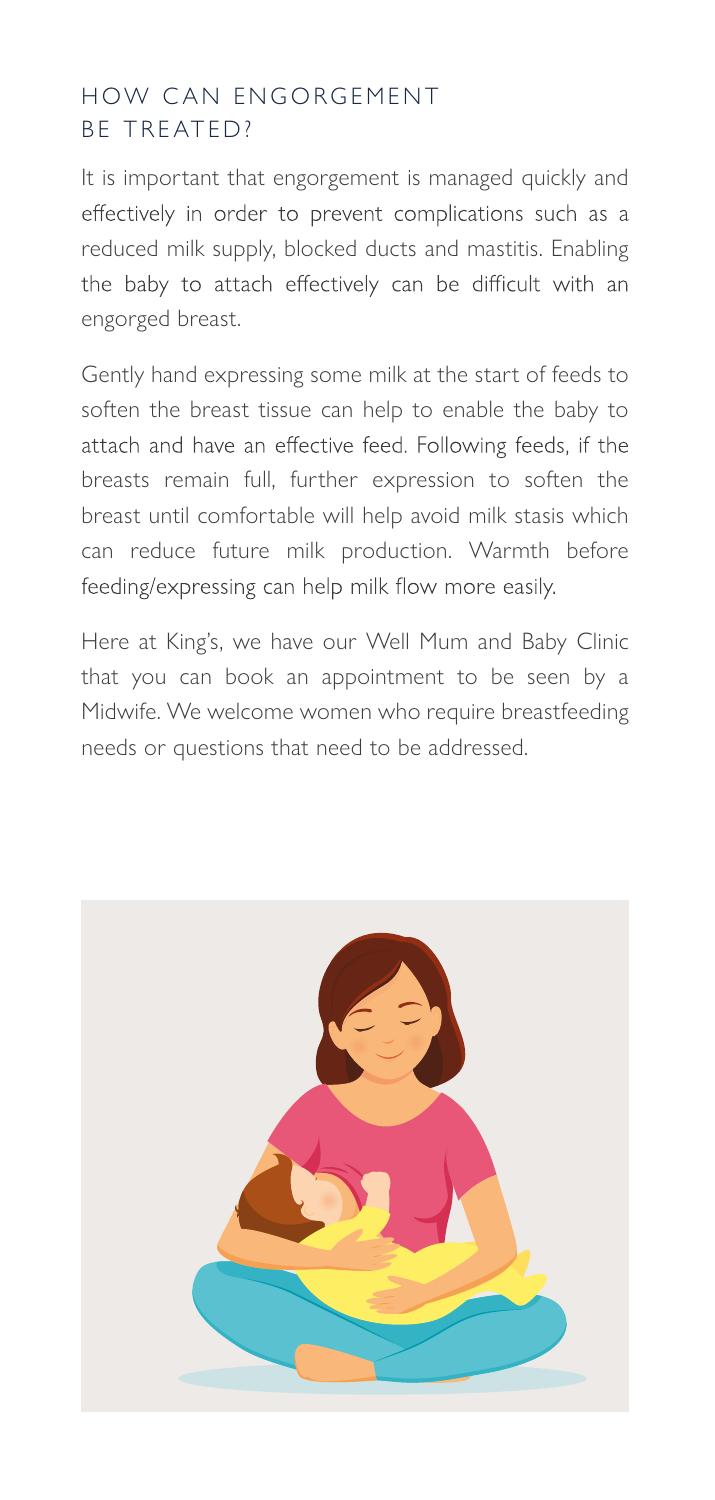## HOW CAN ENGORGEMENT BE TREATED?

It is important that engorgement is managed quickly and effectively in order to prevent complications such as a reduced milk supply, blocked ducts and mastitis. Enabling the baby to attach effectively can be difficult with an engorged breast.

Gently hand expressing some milk at the start of feeds to soften the breast tissue can help to enable the baby to attach and have an effective feed. Following feeds, if the breasts remain full, further expression to soften the breast until comfortable will help avoid milk stasis which can reduce future milk production. Warmth before feeding/expressing can help milk flow more easily.

Here at King's, we have our Well Mum and Baby Clinic that you can book an appointment to be seen by a Midwife. We welcome women who require breastfeeding needs or questions that need to be addressed.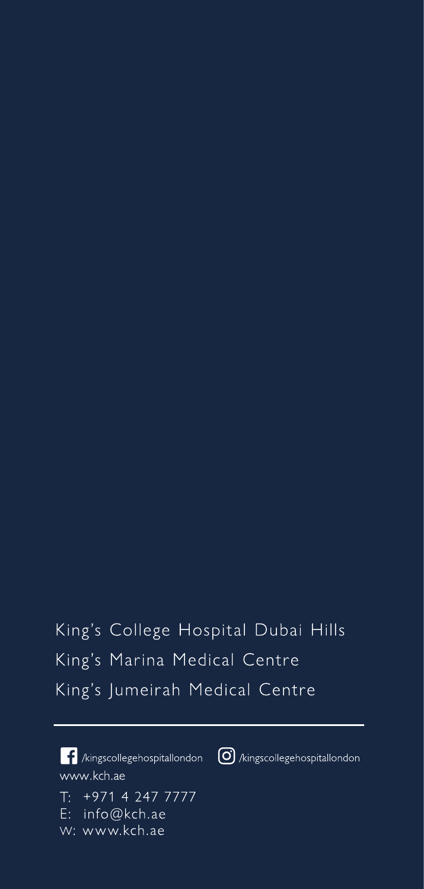King's College Hospital Dubai Hills
King's Marina Medical Centre
King's Jumeirah Medical Centre

---

/kingscollegehospitallondon /kingscollegehospitallondon
www.kch.ae

T: +971 4 247 7777
E: info@kch.ae
W: www.kch.ae